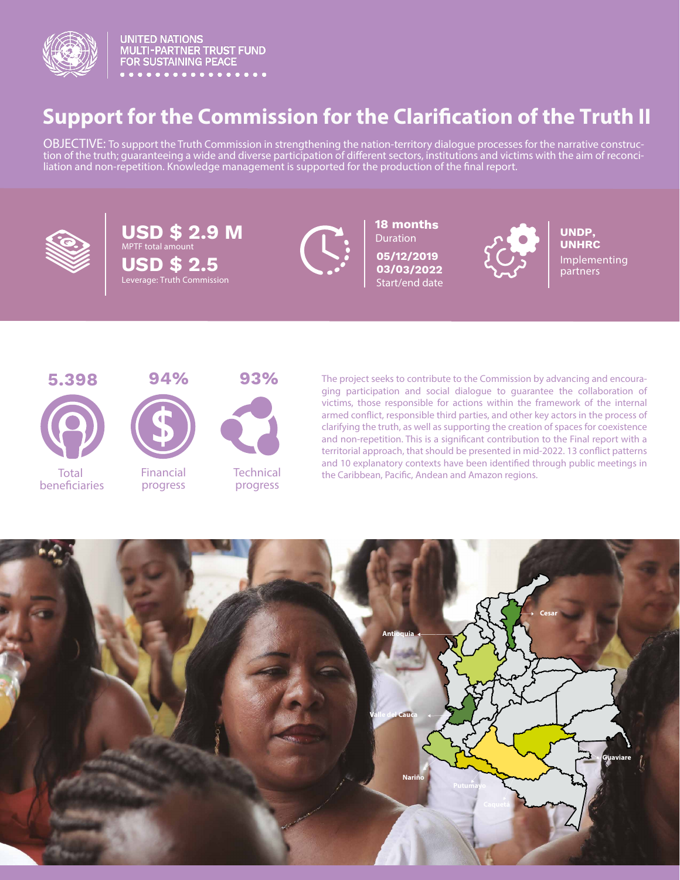UNITED NATIONS
MULTI-PARTNER TRUST FUND
FOR SUSTAINING PEACE

# Support for the Commission for the Clarification of the Truth II

OBJECTIVE: To support the Truth Commission in strengthening the nation-territory dialogue processes for the narrative construction of the truth; guaranteeing a wide and diverse participation of different sectors, institutions and victims with the aim of reconciliation and non-repetition. Knowledge management is supported for the production of the final report.

**USD $ 2.9 M**
MPTF total amount

**USD $ 2.5**
Leverage: Truth Commission

**18 months**
Duration

**05/12/2019**
**03/03/2022**
Start/end date

**UNDP, UNHRC**
Implementing partners

**5.398**
Total beneficiaries

**94%**
Financial progress

**93%**
Technical progress

The project seeks to contribute to the Commission by advancing and encouraging participation and social dialogue to guarantee the collaboration of victims, those responsible for actions within the framework of the internal armed conflict, responsible third parties, and other key actors in the process of clarifying the truth, as well as supporting the creation of spaces for coexistence and non-repetition. This is a significant contribution to the Final report with a territorial approach, that should be presented in mid-2022. 13 conflict patterns and 10 explanatory contexts have been identified through public meetings in the Caribbean, Pacific, Andean and Amazon regions.

Cesar
Antioquia
Valle del Cauca
Guaviare
Nariño
Putumayo
Caquetá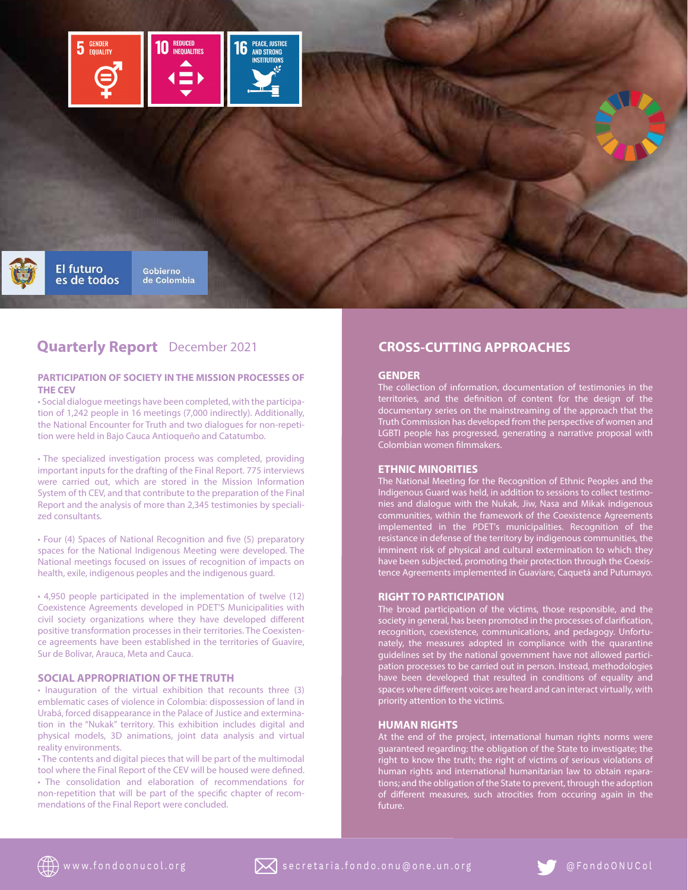5 GENDER EQUALITY

10 REDUCED INEQUALITIES

16 PEACE, JUSTICE AND STRONG INSTITUTIONS

El futuro es de todos

Gobierno de Colombia

# Quarterly Report December 2021

## PARTICIPATION OF SOCIETY IN THE MISSION PROCESSES OF THE CEV

• Social dialogue meetings have been completed, with the participation of 1,242 people in 16 meetings (7,000 indirectly). Additionally, the National Encounter for Truth and two dialogues for non-repetition were held in Bajo Cauca Antioqueño and Catatumbo.

• The specialized investigation process was completed, providing important inputs for the drafting of the Final Report. 775 interviews were carried out, which are stored in the Mission Information System of th CEV, and that contribute to the preparation of the Final Report and the analysis of more than 2,345 testimonies by specialized consultants.

• Four (4) Spaces of National Recognition and five (5) preparatory spaces for the National Indigenous Meeting were developed. The National meetings focused on issues of recognition of impacts on health, exile, indigenous peoples and the indigenous guard.

• 4,950 people participated in the implementation of twelve (12) Coexistence Agreements developed in PDET'S Municipalities with civil society organizations where they have developed different positive transformation processes in their territories. The Coexistence agreements have been established in the territories of Guavire, Sur de Bolivar, Arauca, Meta and Cauca.

## SOCIAL APPROPRIATION OF THE TRUTH

• Inauguration of the virtual exhibition that recounts three (3) emblematic cases of violence in Colombia: dispossession of land in Urabá, forced disappearance in the Palace of Justice and extermination in the "Nukak" territory. This exhibition includes digital and physical models, 3D animations, joint data analysis and virtual reality environments.

• The contents and digital pieces that will be part of the multimodal tool where the Final Report of the CEV will be housed were defined.

• The consolidation and elaboration of recommendations for non-repetition that will be part of the specific chapter of recommendations of the Final Report were concluded.

## CROSS-CUTTING APPROACHES

### GENDER

The collection of information, documentation of testimonies in the territories, and the definition of content for the design of the documentary series on the mainstreaming of the approach that the Truth Commission has developed from the perspective of women and LGBTI people has progressed, generating a narrative proposal with Colombian women filmmakers.

### ETHNIC MINORITIES

The National Meeting for the Recognition of Ethnic Peoples and the Indigenous Guard was held, in addition to sessions to collect testimonies and dialogue with the Nukak, Jiw, Nasa and Mikak indigenous communities, within the framework of the Coexistence Agreements implemented in the PDET's municipalities. Recognition of the resistance in defense of the territory by indigenous communities, the imminent risk of physical and cultural extermination to which they have been subjected, promoting their protection through the Coexistence Agreements implemented in Guaviare, Caquetá and Putumayo.

### RIGHT TO PARTICIPATION

The broad participation of the victims, those responsible, and the society in general, has been promoted in the processes of clarification, recognition, coexistence, communications, and pedagogy. Unfortunately, the measures adopted in compliance with the quarantine guidelines set by the national government have not allowed participation processes to be carried out in person. Instead, methodologies have been developed that resulted in conditions of equality and spaces where different voices are heard and can interact virtually, with priority attention to the victims.

### HUMAN RIGHTS

At the end of the project, international human rights norms were guaranteed regarding: the obligation of the State to investigate; the right to know the truth; the right of victims of serious violations of human rights and international humanitarian law to obtain reparations; and the obligation of the State to prevent, through the adoption of different measures, such atrocities from occuring again in the future.

www.fondoonucol.org secretaria.fondo.onu@one.un.org @FondoONUCol